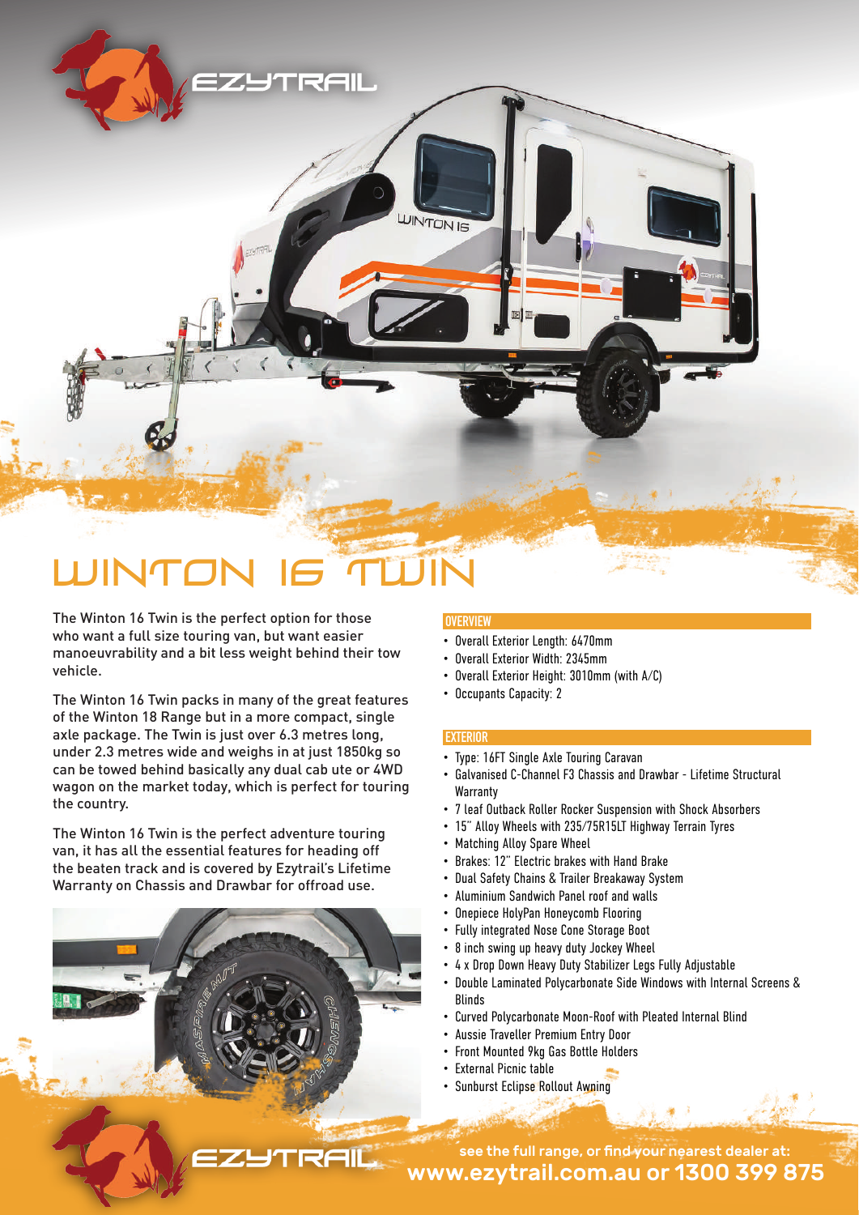# WINTON 16 TWIN

The Winton 16 Twin is the perfect option for those who want a full size touring van, but want easier manoeuvrability and a bit less weight behind their tow vehicle.

The Winton 16 Twin packs in many of the great features of the Winton 18 Range but in a more compact, single axle package. The Twin is just over 6.3 metres long, under 2.3 metres wide and weighs in at just 1850kg so can be towed behind basically any dual cab ute or 4WD wagon on the market today, which is perfect for touring the country.

The Winton 16 Twin is the perfect adventure touring van, it has all the essential features for heading off the beaten track and is covered by Ezytrail's Lifetime Warranty on Chassis and Drawbar for offroad use.

## OVERVIEW

- Overall Exterior Length: 6470mm
- Overall Exterior Width: 2345mm
- Overall Exterior Height: 3010mm (with A/C)
- Occupants Capacity: 2

## EXTERIOR

- Type: 16FT Single Axle Touring Caravan
- Galvanised C-Channel F3 Chassis and Drawbar - Lifetime Structural Warranty
- 7 leaf Outback Roller Rocker Suspension with Shock Absorbers
- 15" Alloy Wheels with 235/75R15LT Highway Terrain Tyres
- Matching Alloy Spare Wheel
- Brakes: 12" Electric brakes with Hand Brake
- Dual Safety Chains & Trailer Breakaway System
- Aluminium Sandwich Panel roof and walls
- Onepiece HolyPan Honeycomb Flooring
- Fully integrated Nose Cone Storage Boot
- 8 inch swing up heavy duty Jockey Wheel
- 4 x Drop Down Heavy Duty Stabilizer Legs Fully Adjustable
- Double Laminated Polycarbonate Side Windows with Internal Screens & Blinds
- Curved Polycarbonate Moon-Roof with Pleated Internal Blind
- Aussie Traveller Premium Entry Door
- Front Mounted 9kg Gas Bottle Holders
- External Picnic table
- Sunburst Eclipse Rollout Awning

see the full range, or find your nearest dealer at:
**www.ezytrail.com.au or 1300 399 875**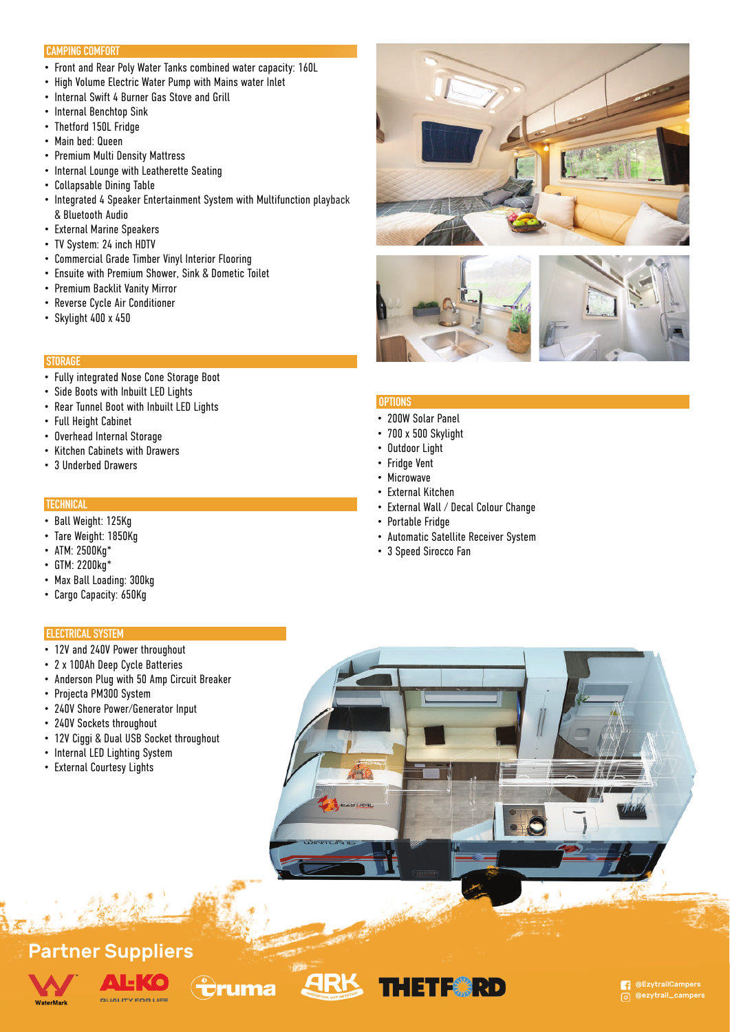## CAMPING COMFORT

- Front and Rear Poly Water Tanks combined water capacity: 160L
- High Volume Electric Water Pump with Mains water Inlet
- Internal Swift 4 Burner Gas Stove and Grill
- Internal Benchtop Sink
- Thetford 150L Fridge
- Main bed: Queen
- Premium Multi Density Mattress
- Internal Lounge with Leatherette Seating
- Collapsable Dining Table
- Integrated 4 Speaker Entertainment System with Multifunction playback & Bluetooth Audio
- External Marine Speakers
- TV System: 24 inch HDTV
- Commercial Grade Timber Vinyl Interior Flooring
- Ensuite with Premium Shower, Sink & Dometic Toilet
- Premium Backlit Vanity Mirror
- Reverse Cycle Air Conditioner
- Skylight 400 x 450

## STORAGE

- Fully integrated Nose Cone Storage Boot
- Side Boots with Inbuilt LED Lights
- Rear Tunnel Boot with Inbuilt LED Lights
- Full Height Cabinet
- Overhead Internal Storage
- Kitchen Cabinets with Drawers
- 3 Underbed Drawers

## TECHNICAL

- Ball Weight: 125Kg
- Tare Weight: 1850Kg
- ATM: 2500Kg*
- GTM: 2200kg*
- Max Ball Loading: 300kg
- Cargo Capacity: 650Kg

## ELECTRICAL SYSTEM

- 12V and 240V Power throughout
- 2 x 100Ah Deep Cycle Batteries
- Anderson Plug with 50 Amp Circuit Breaker
- Projecta PM300 System
- 240V Shore Power/Generator Input
- 240V Sockets throughout
- 12V Ciggi & Dual USB Socket throughout
- Internal LED Lighting System
- External Courtesy Lights

## OPTIONS

- 200W Solar Panel
- 700 x 500 Skylight
- Outdoor Light
- Fridge Vent
- Microwave
- External Kitchen
- External Wall / Decal Colour Change
- Portable Fridge
- Automatic Satellite Receiver System
- 3 Speed Sirocco Fan

## Partner Suppliers

WaterMark · AL-KO Quality for Life · Truma · ARK · THETFORD

@EzytrailCampers
@ezytrail_campers